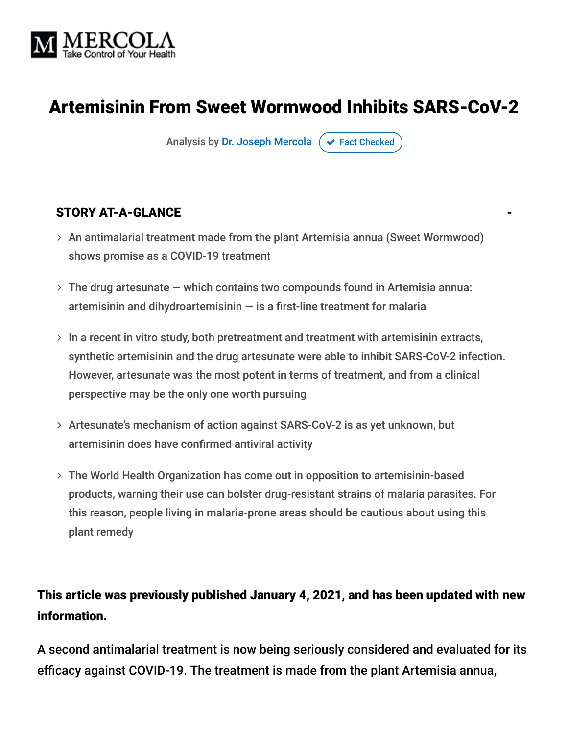MERCOLA
Take Control of Your Health

# Artemisinin From Sweet Wormwood Inhibits SARS-CoV-2

Analysis by Dr. Joseph Mercola  Fact Checked

## STORY AT-A-GLANCE

- An antimalarial treatment made from the plant Artemisia annua (Sweet Wormwood) shows promise as a COVID-19 treatment
- The drug artesunate — which contains two compounds found in Artemisia annua: artemisinin and dihydroartemisinin — is a first-line treatment for malaria
- In a recent in vitro study, both pretreatment and treatment with artemisinin extracts, synthetic artemisinin and the drug artesunate were able to inhibit SARS-CoV-2 infection. However, artesunate was the most potent in terms of treatment, and from a clinical perspective may be the only one worth pursuing
- Artesunate's mechanism of action against SARS-CoV-2 is as yet unknown, but artemisinin does have confirmed antiviral activity
- The World Health Organization has come out in opposition to artemisinin-based products, warning their use can bolster drug-resistant strains of malaria parasites. For this reason, people living in malaria-prone areas should be cautious about using this plant remedy

**This article was previously published January 4, 2021, and has been updated with new information.**

A second antimalarial treatment is now being seriously considered and evaluated for its efficacy against COVID-19. The treatment is made from the plant Artemisia annua,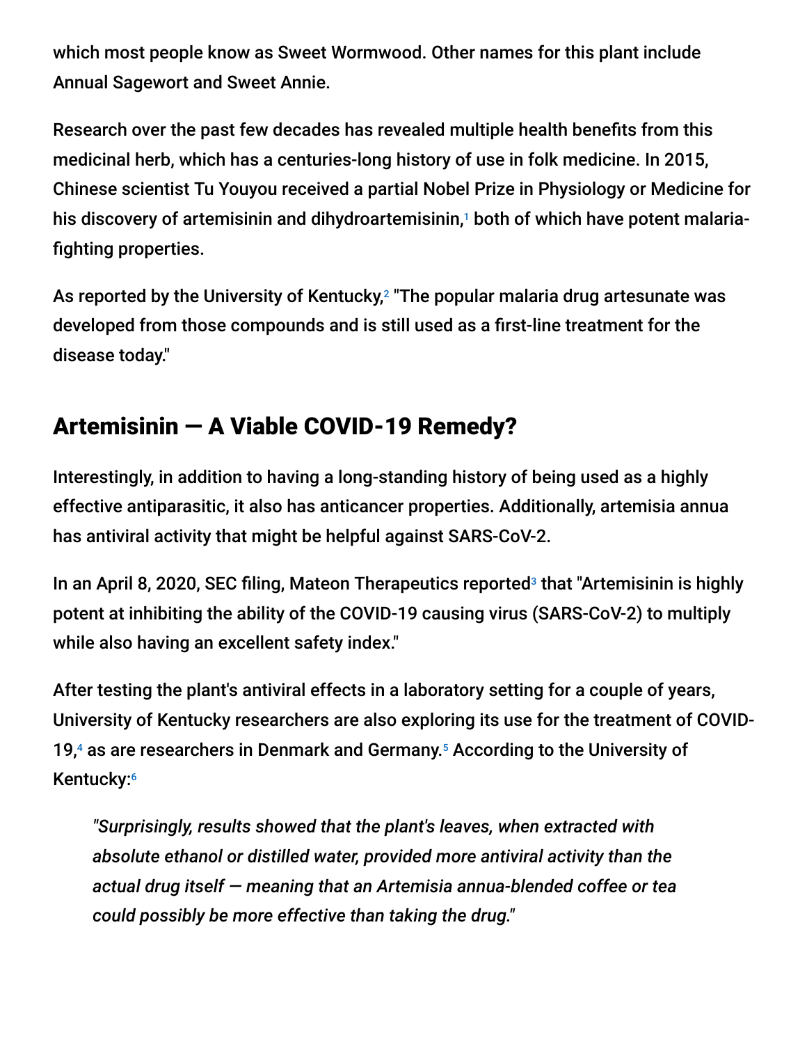which most people know as Sweet Wormwood. Other names for this plant include Annual Sagewort and Sweet Annie.

Research over the past few decades has revealed multiple health benefits from this medicinal herb, which has a centuries-long history of use in folk medicine. In 2015, Chinese scientist Tu Youyou received a partial Nobel Prize in Physiology or Medicine for his discovery of artemisinin and dihydroartemisinin,[1] both of which have potent malaria-fighting properties.

As reported by the University of Kentucky,[2] "The popular malaria drug artesunate was developed from those compounds and is still used as a first-line treatment for the disease today."

## Artemisinin — A Viable COVID-19 Remedy?

Interestingly, in addition to having a long-standing history of being used as a highly effective antiparasitic, it also has anticancer properties. Additionally, artemisia annua has antiviral activity that might be helpful against SARS-CoV-2.

In an April 8, 2020, SEC filing, Mateon Therapeutics reported[3] that "Artemisinin is highly potent at inhibiting the ability of the COVID-19 causing virus (SARS-CoV-2) to multiply while also having an excellent safety index."

After testing the plant's antiviral effects in a laboratory setting for a couple of years, University of Kentucky researchers are also exploring its use for the treatment of COVID-19,[4] as are researchers in Denmark and Germany.[5] According to the University of Kentucky:[6]

> *"Surprisingly, results showed that the plant's leaves, when extracted with absolute ethanol or distilled water, provided more antiviral activity than the actual drug itself — meaning that an Artemisia annua-blended coffee or tea could possibly be more effective than taking the drug."*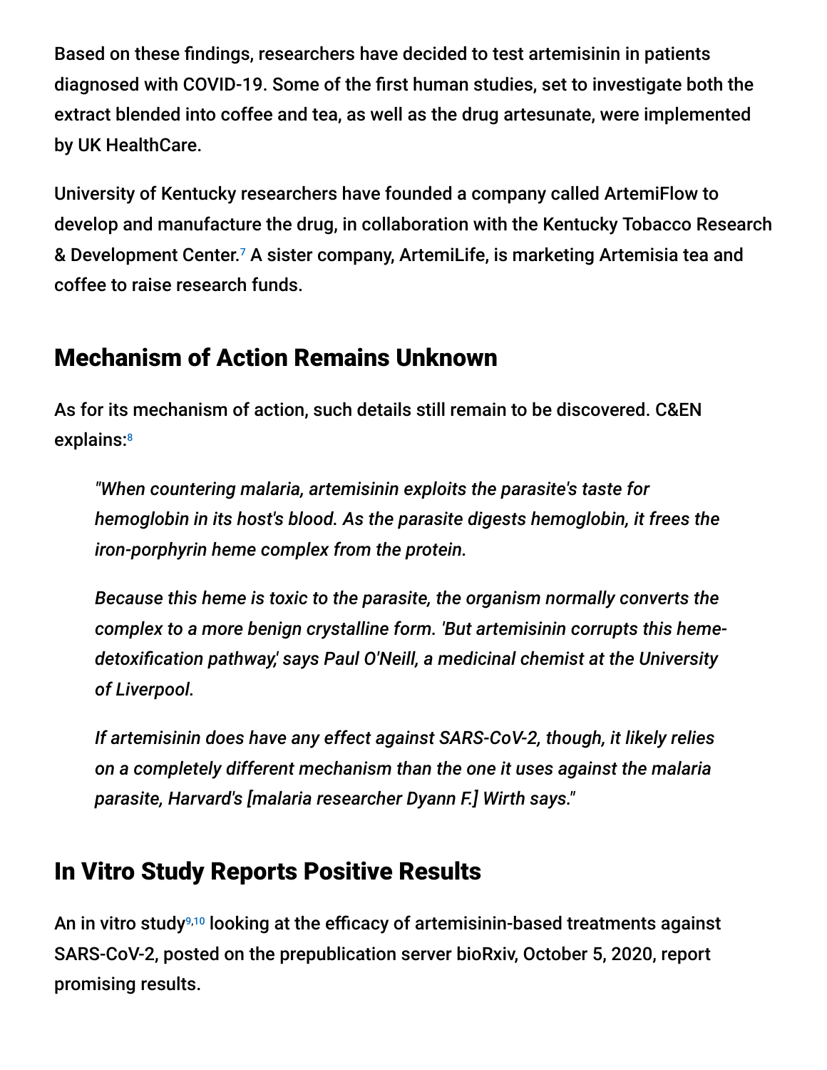Based on these findings, researchers have decided to test artemisinin in patients diagnosed with COVID-19. Some of the first human studies, set to investigate both the extract blended into coffee and tea, as well as the drug artesunate, were implemented by UK HealthCare.

University of Kentucky researchers have founded a company called ArtemiFlow to develop and manufacture the drug, in collaboration with the Kentucky Tobacco Research & Development Center.[7] A sister company, ArtemiLife, is marketing Artemisia tea and coffee to raise research funds.

## Mechanism of Action Remains Unknown

As for its mechanism of action, such details still remain to be discovered. C&EN explains:[8]

> *"When countering malaria, artemisinin exploits the parasite's taste for hemoglobin in its host's blood. As the parasite digests hemoglobin, it frees the iron-porphyrin heme complex from the protein.*
>
> *Because this heme is toxic to the parasite, the organism normally converts the complex to a more benign crystalline form. 'But artemisinin corrupts this heme-detoxification pathway,' says Paul O'Neill, a medicinal chemist at the University of Liverpool.*
>
> *If artemisinin does have any effect against SARS-CoV-2, though, it likely relies on a completely different mechanism than the one it uses against the malaria parasite, Harvard's [malaria researcher Dyann F.] Wirth says."*

## In Vitro Study Reports Positive Results

An in vitro study[9,10] looking at the efficacy of artemisinin-based treatments against SARS-CoV-2, posted on the prepublication server bioRxiv, October 5, 2020, report promising results.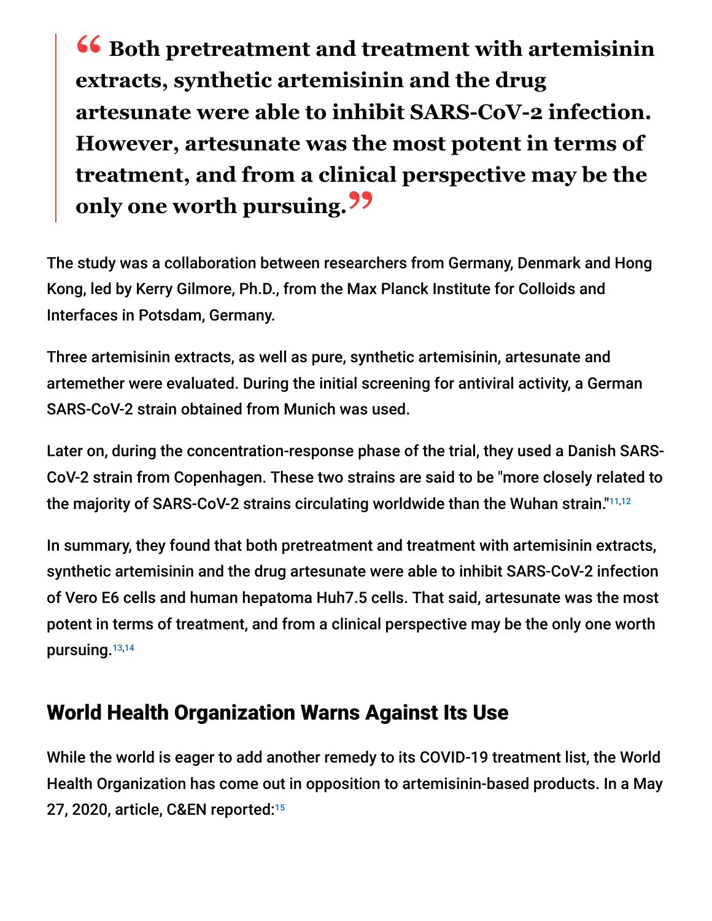> **"Both pretreatment and treatment with artemisinin extracts, synthetic artemisinin and the drug artesunate were able to inhibit SARS-CoV-2 infection. However, artesunate was the most potent in terms of treatment, and from a clinical perspective may be the only one worth pursuing."**

The study was a collaboration between researchers from Germany, Denmark and Hong Kong, led by Kerry Gilmore, Ph.D., from the Max Planck Institute for Colloids and Interfaces in Potsdam, Germany.

Three artemisinin extracts, as well as pure, synthetic artemisinin, artesunate and artemether were evaluated. During the initial screening for antiviral activity, a German SARS-CoV-2 strain obtained from Munich was used.

Later on, during the concentration-response phase of the trial, they used a Danish SARS-CoV-2 strain from Copenhagen. These two strains are said to be "more closely related to the majority of SARS-CoV-2 strains circulating worldwide than the Wuhan strain."[11,12]

In summary, they found that both pretreatment and treatment with artemisinin extracts, synthetic artemisinin and the drug artesunate were able to inhibit SARS-CoV-2 infection of Vero E6 cells and human hepatoma Huh7.5 cells. That said, artesunate was the most potent in terms of treatment, and from a clinical perspective may be the only one worth pursuing.[13,14]

## World Health Organization Warns Against Its Use

While the world is eager to add another remedy to its COVID-19 treatment list, the World Health Organization has come out in opposition to artemisinin-based products. In a May 27, 2020, article, C&EN reported:[15]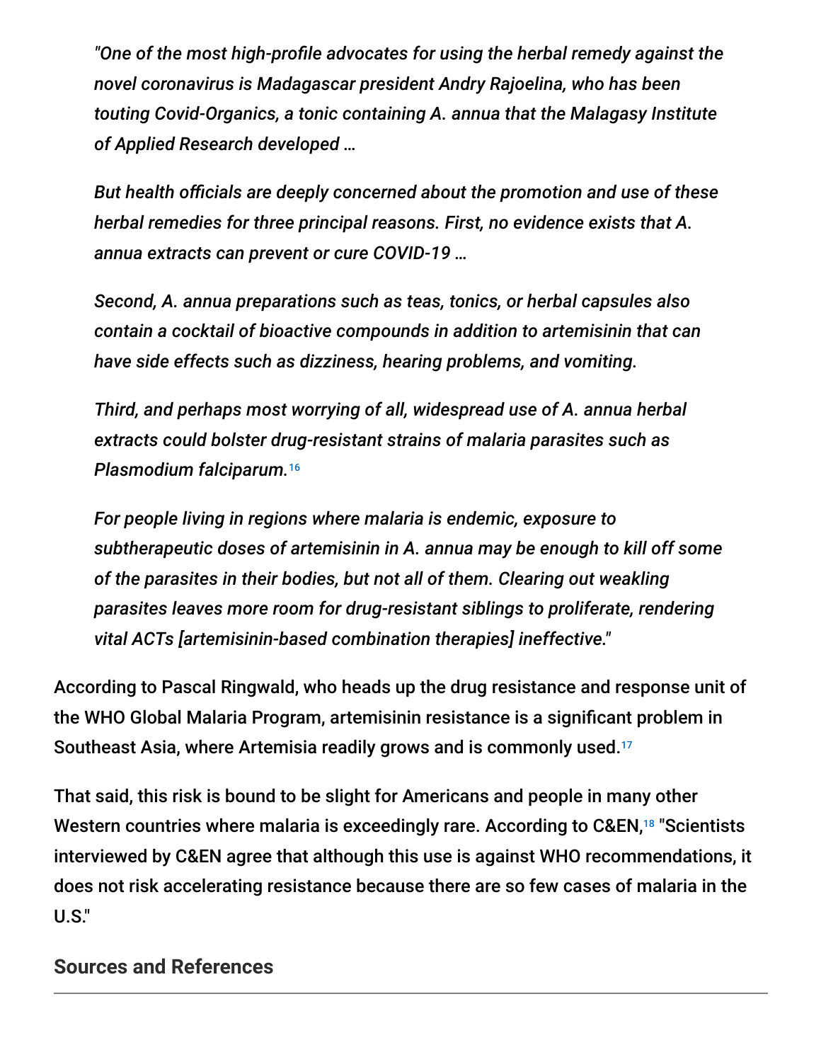*"One of the most high-profile advocates for using the herbal remedy against the novel coronavirus is Madagascar president Andry Rajoelina, who has been touting Covid-Organics, a tonic containing A. annua that the Malagasy Institute of Applied Research developed …*

*But health officials are deeply concerned about the promotion and use of these herbal remedies for three principal reasons. First, no evidence exists that A. annua extracts can prevent or cure COVID-19 …*

*Second, A. annua preparations such as teas, tonics, or herbal capsules also contain a cocktail of bioactive compounds in addition to artemisinin that can have side effects such as dizziness, hearing problems, and vomiting.*

*Third, and perhaps most worrying of all, widespread use of A. annua herbal extracts could bolster drug-resistant strains of malaria parasites such as Plasmodium falciparum.*[16]

*For people living in regions where malaria is endemic, exposure to subtherapeutic doses of artemisinin in A. annua may be enough to kill off some of the parasites in their bodies, but not all of them. Clearing out weakling parasites leaves more room for drug-resistant siblings to proliferate, rendering vital ACTs [artemisinin-based combination therapies] ineffective."*

According to Pascal Ringwald, who heads up the drug resistance and response unit of the WHO Global Malaria Program, artemisinin resistance is a significant problem in Southeast Asia, where Artemisia readily grows and is commonly used.[17]

That said, this risk is bound to be slight for Americans and people in many other Western countries where malaria is exceedingly rare. According to C&EN,[18] "Scientists interviewed by C&EN agree that although this use is against WHO recommendations, it does not risk accelerating resistance because there are so few cases of malaria in the U.S."

## Sources and References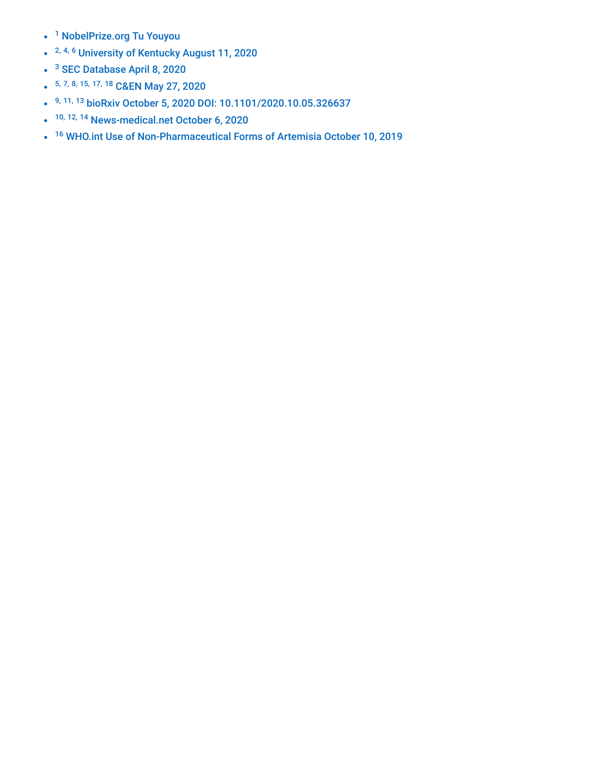- [1] NobelPrize.org Tu Youyou
- [2, 4, 6] University of Kentucky August 11, 2020
- [3] SEC Database April 8, 2020
- [5, 7, 8, 15, 17, 18] C&EN May 27, 2020
- [9, 11, 13] bioRxiv October 5, 2020 DOI: 10.1101/2020.10.05.326637
- [10, 12, 14] News-medical.net October 6, 2020
- [16] WHO.int Use of Non-Pharmaceutical Forms of Artemisia October 10, 2019